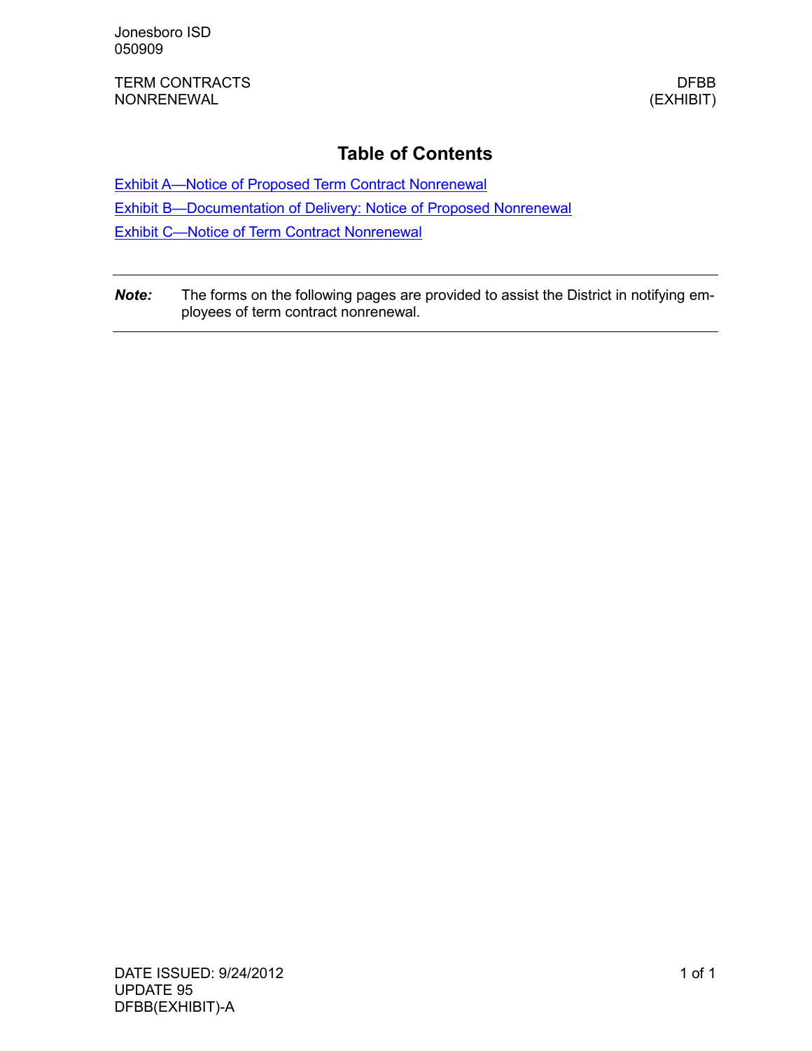# Table of Contents

[Exhibit A—Notice of Proposed Term Contract Nonrenewal]

[Exhibit B—Documentation of Delivery: Notice of Proposed Nonrenewal]

[Exhibit C—Notice of Term Contract Nonrenewal]

---

***Note:*** The forms on the following pages are provided to assist the District in notifying employees of term contract nonrenewal.

---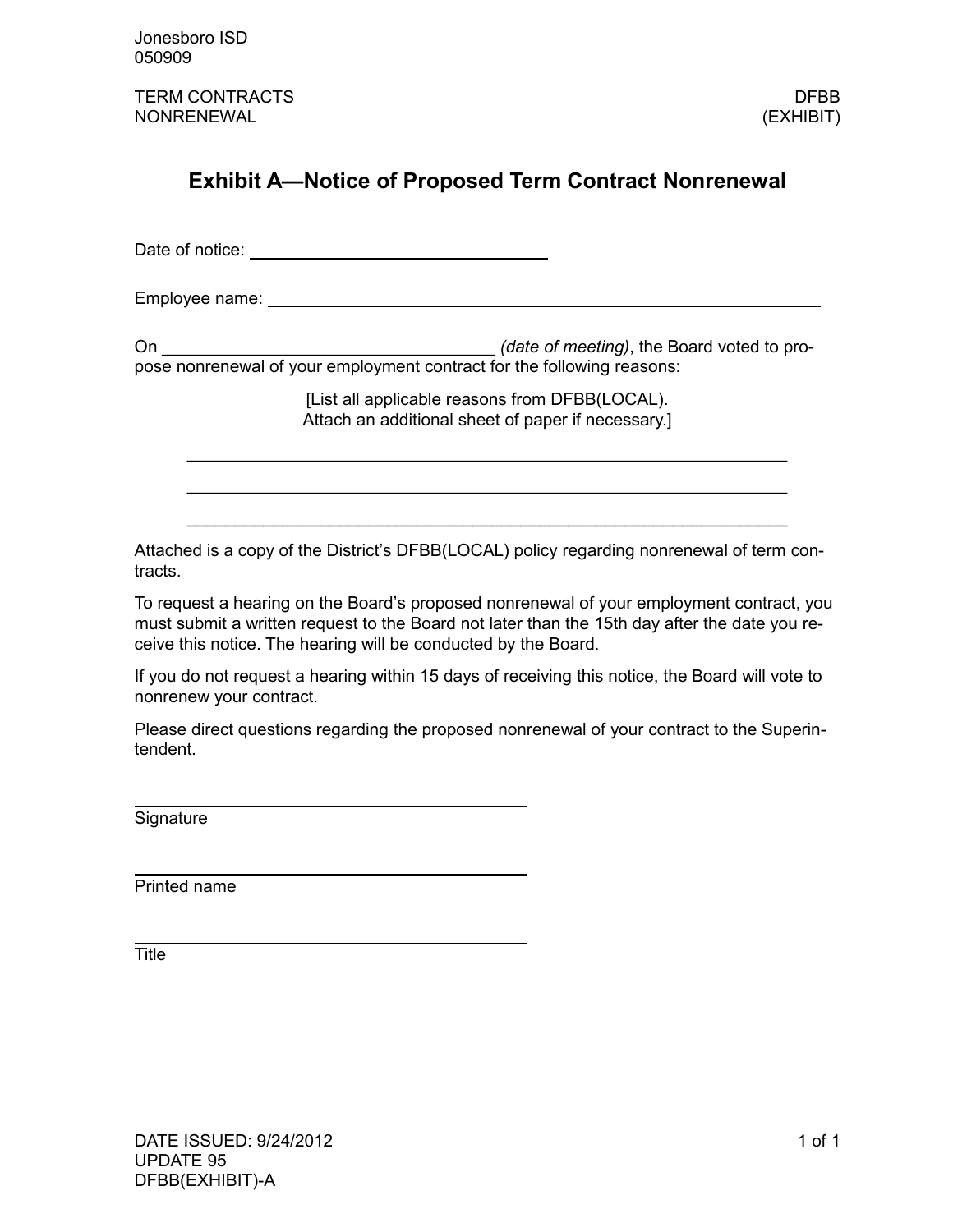# Exhibit A—Notice of Proposed Term Contract Nonrenewal

Date of notice: ______________________________

Employee name: ______________________________________________________

On ___________________________________ *(date of meeting)*, the Board voted to propose nonrenewal of your employment contract for the following reasons:

[List all applicable reasons from DFBB(LOCAL).
Attach an additional sheet of paper if necessary.]

_______________________________________________________________

_______________________________________________________________

_______________________________________________________________

Attached is a copy of the District's DFBB(LOCAL) policy regarding nonrenewal of term contracts.

To request a hearing on the Board's proposed nonrenewal of your employment contract, you must submit a written request to the Board not later than the 15th day after the date you receive this notice. The hearing will be conducted by the Board.

If you do not request a hearing within 15 days of receiving this notice, the Board will vote to nonrenew your contract.

Please direct questions regarding the proposed nonrenewal of your contract to the Superintendent.

________________________________________
Signature

________________________________________
Printed name

________________________________________
Title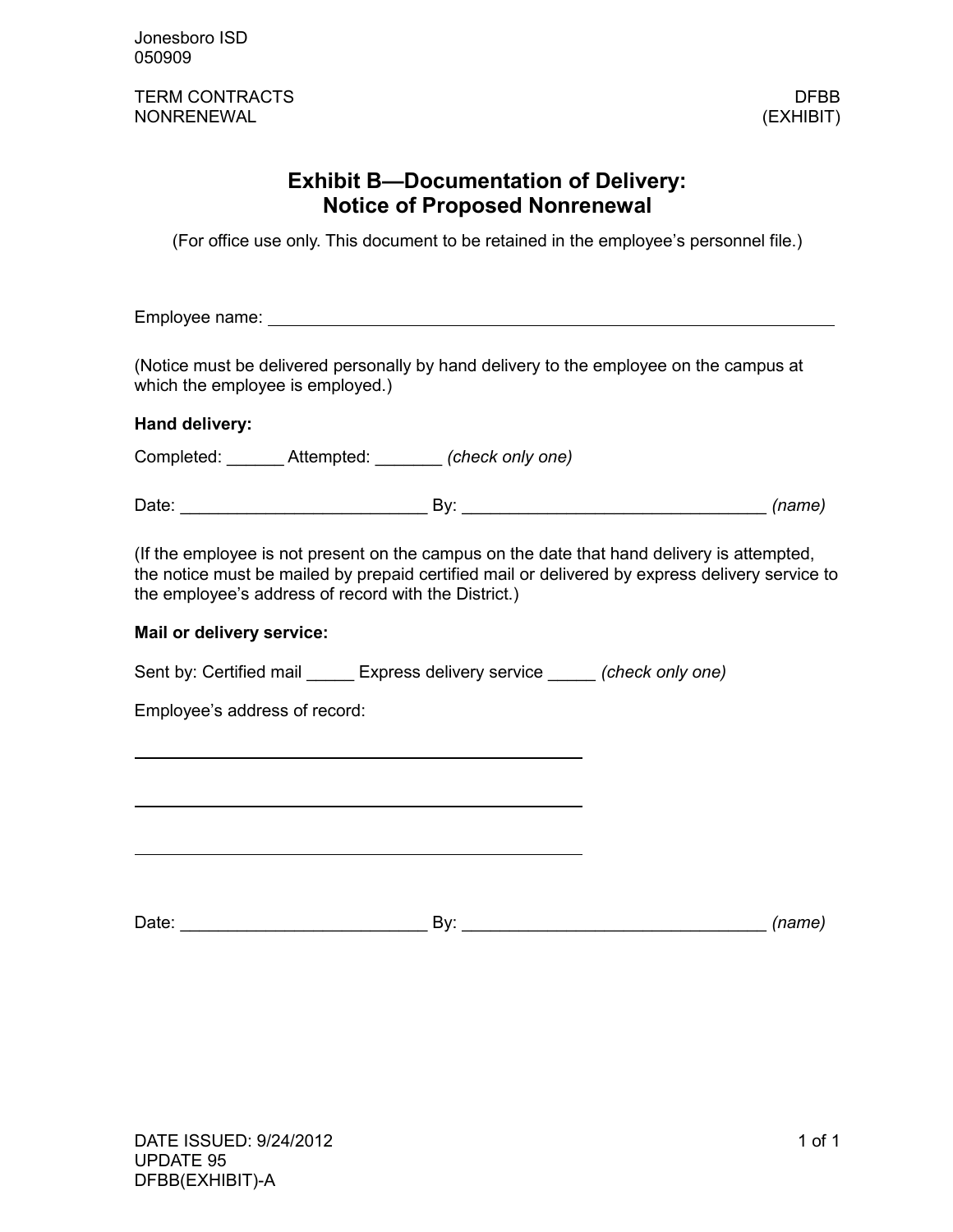# Exhibit B—Documentation of Delivery: Notice of Proposed Nonrenewal

(For office use only. This document to be retained in the employee's personnel file.)

Employee name: ______________________________________________________________

(Notice must be delivered personally by hand delivery to the employee on the campus at which the employee is employed.)

**Hand delivery:**

Completed: ______ Attempted: _______ *(check only one)*

Date: __________________________ By: ________________________________ *(name)*

(If the employee is not present on the campus on the date that hand delivery is attempted, the notice must be mailed by prepaid certified mail or delivered by express delivery service to the employee's address of record with the District.)

**Mail or delivery service:**

Sent by: Certified mail _____ Express delivery service _____ *(check only one)*

Employee's address of record:

_______________________________________________

_______________________________________________

_______________________________________________

Date: __________________________ By: ________________________________ *(name)*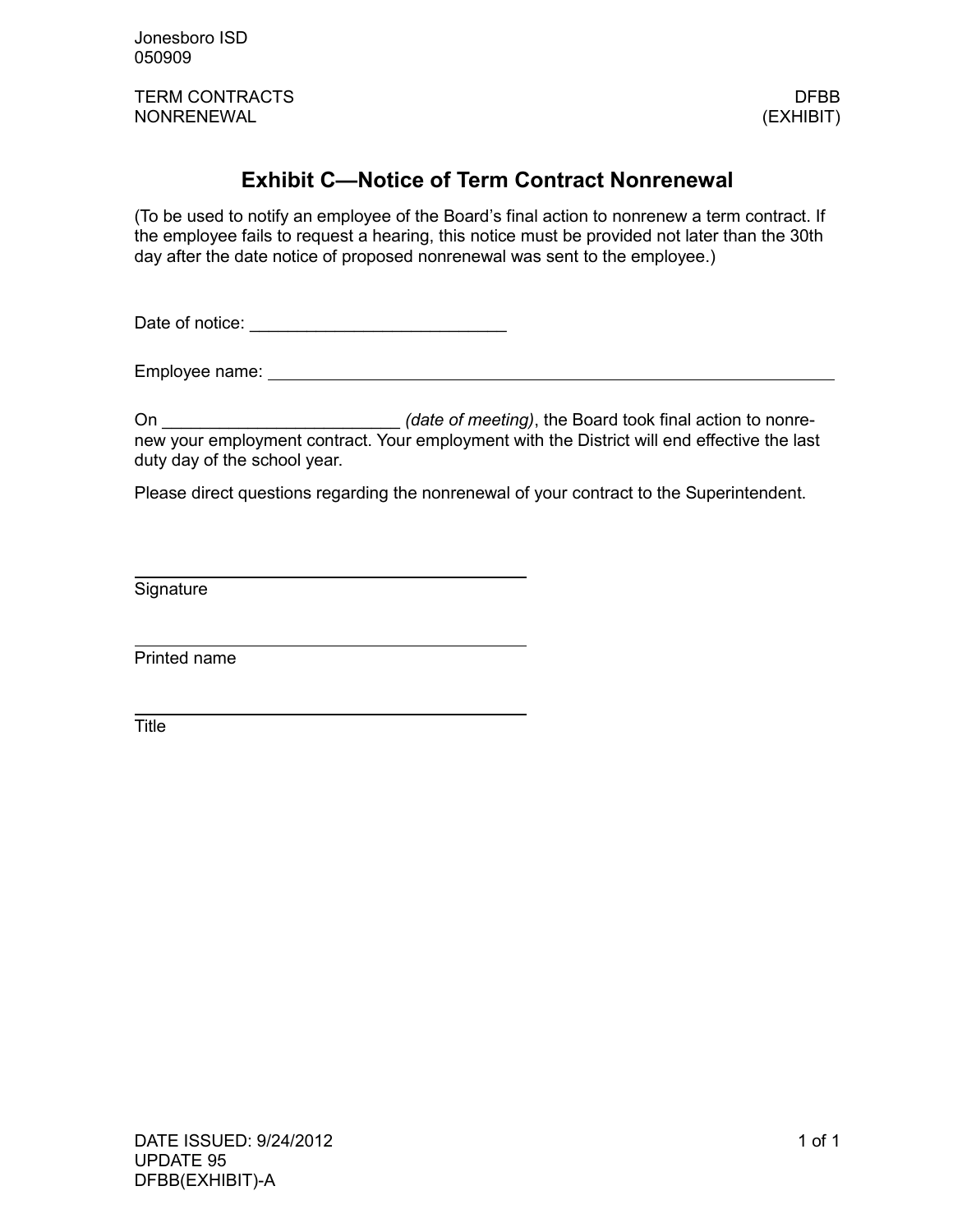# Exhibit C—Notice of Term Contract Nonrenewal

(To be used to notify an employee of the Board's final action to nonrenew a term contract. If the employee fails to request a hearing, this notice must be provided not later than the 30th day after the date notice of proposed nonrenewal was sent to the employee.)

Date of notice: ___________________________

Employee name: ____________________________________________________________

On _________________________ *(date of meeting)*, the Board took final action to nonrenew your employment contract. Your employment with the District will end effective the last duty day of the school year.

Please direct questions regarding the nonrenewal of your contract to the Superintendent.

_________________________________________
Signature

_________________________________________
Printed name

_________________________________________
Title